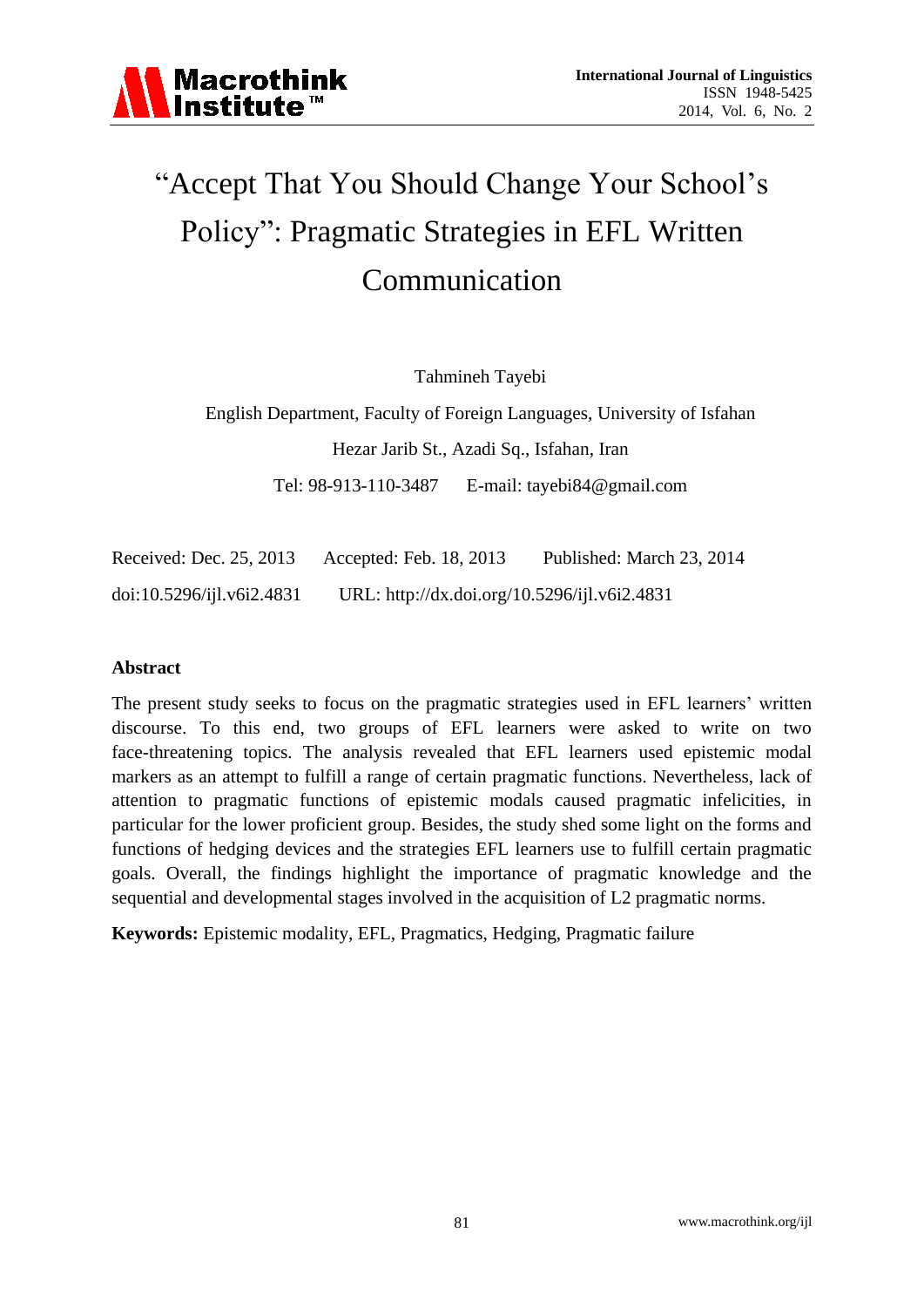# "Accept That You Should Change Your School's Policy": Pragmatic Strategies in EFL Written Communication

Tahmineh Tayebi

English Department, Faculty of Foreign Languages, University of Isfahan

Hezar Jarib St., Azadi Sq., Isfahan, Iran

Tel: 98-913-110-3487 E-mail: tayebi84@gmail.com

Received: Dec. 25, 2013 Accepted: Feb. 18, 2013 Published: March 23, 2014

doi:10.5296/ijl.v6i2.4831 URL: http://dx.doi.org/10.5296/ijl.v6i2.4831

## Abstract

The present study seeks to focus on the pragmatic strategies used in EFL learners' written discourse. To this end, two groups of EFL learners were asked to write on two face-threatening topics. The analysis revealed that EFL learners used epistemic modal markers as an attempt to fulfill a range of certain pragmatic functions. Nevertheless, lack of attention to pragmatic functions of epistemic modals caused pragmatic infelicities, in particular for the lower proficient group. Besides, the study shed some light on the forms and functions of hedging devices and the strategies EFL learners use to fulfill certain pragmatic goals. Overall, the findings highlight the importance of pragmatic knowledge and the sequential and developmental stages involved in the acquisition of L2 pragmatic norms.

**Keywords:** Epistemic modality, EFL, Pragmatics, Hedging, Pragmatic failure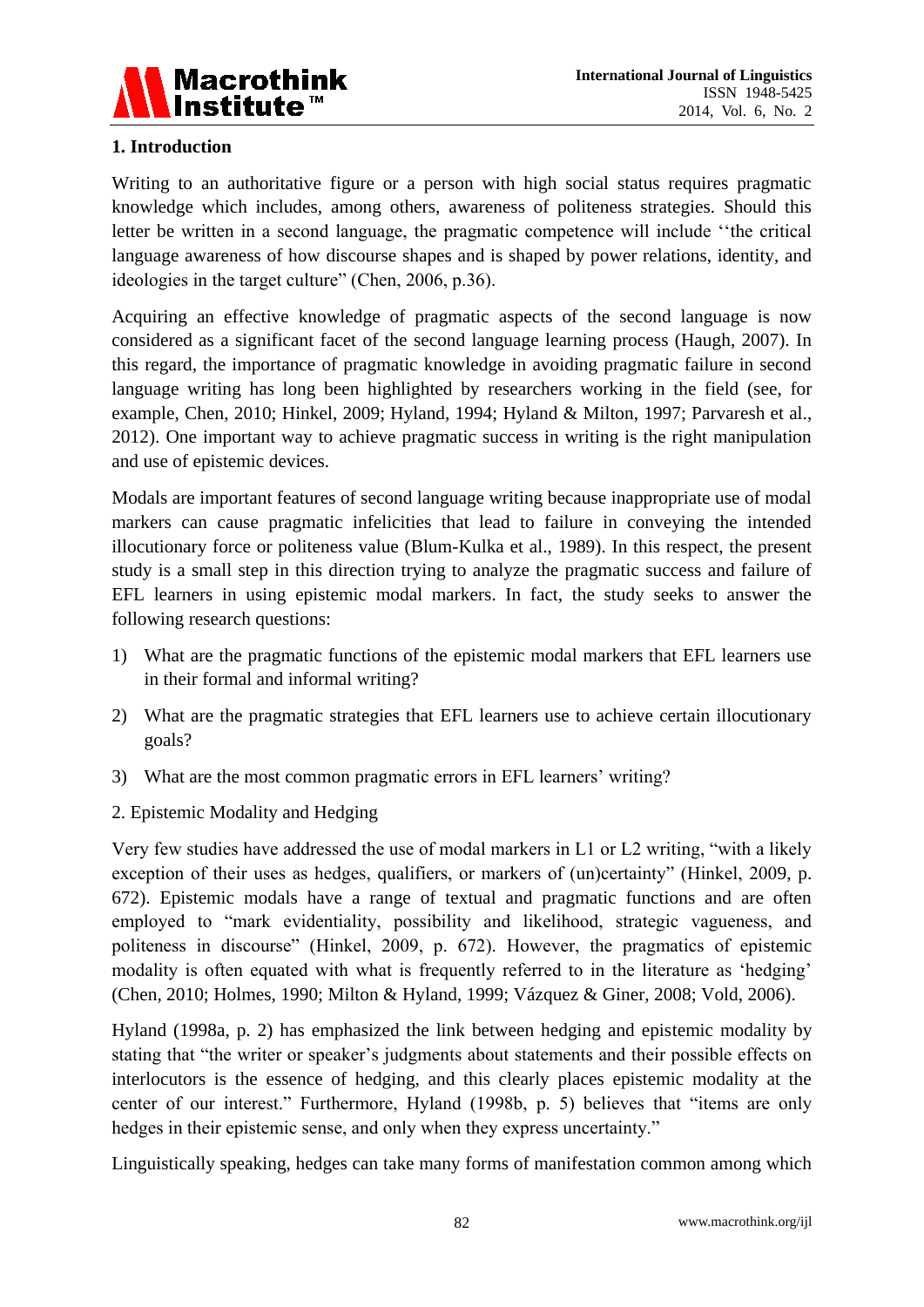## 1. Introduction

Writing to an authoritative figure or a person with high social status requires pragmatic knowledge which includes, among others, awareness of politeness strategies. Should this letter be written in a second language, the pragmatic competence will include ''the critical language awareness of how discourse shapes and is shaped by power relations, identity, and ideologies in the target culture" (Chen, 2006, p.36).

Acquiring an effective knowledge of pragmatic aspects of the second language is now considered as a significant facet of the second language learning process (Haugh, 2007). In this regard, the importance of pragmatic knowledge in avoiding pragmatic failure in second language writing has long been highlighted by researchers working in the field (see, for example, Chen, 2010; Hinkel, 2009; Hyland, 1994; Hyland & Milton, 1997; Parvaresh et al., 2012). One important way to achieve pragmatic success in writing is the right manipulation and use of epistemic devices.

Modals are important features of second language writing because inappropriate use of modal markers can cause pragmatic infelicities that lead to failure in conveying the intended illocutionary force or politeness value (Blum-Kulka et al., 1989). In this respect, the present study is a small step in this direction trying to analyze the pragmatic success and failure of EFL learners in using epistemic modal markers. In fact, the study seeks to answer the following research questions:

1) What are the pragmatic functions of the epistemic modal markers that EFL learners use in their formal and informal writing?

2) What are the pragmatic strategies that EFL learners use to achieve certain illocutionary goals?

3) What are the most common pragmatic errors in EFL learners' writing?

## 2. Epistemic Modality and Hedging

Very few studies have addressed the use of modal markers in L1 or L2 writing, "with a likely exception of their uses as hedges, qualifiers, or markers of (un)certainty" (Hinkel, 2009, p. 672). Epistemic modals have a range of textual and pragmatic functions and are often employed to "mark evidentiality, possibility and likelihood, strategic vagueness, and politeness in discourse" (Hinkel, 2009, p. 672). However, the pragmatics of epistemic modality is often equated with what is frequently referred to in the literature as 'hedging' (Chen, 2010; Holmes, 1990; Milton & Hyland, 1999; Vázquez & Giner, 2008; Vold, 2006).

Hyland (1998a, p. 2) has emphasized the link between hedging and epistemic modality by stating that "the writer or speaker's judgments about statements and their possible effects on interlocutors is the essence of hedging, and this clearly places epistemic modality at the center of our interest." Furthermore, Hyland (1998b, p. 5) believes that "items are only hedges in their epistemic sense, and only when they express uncertainty."

Linguistically speaking, hedges can take many forms of manifestation common among which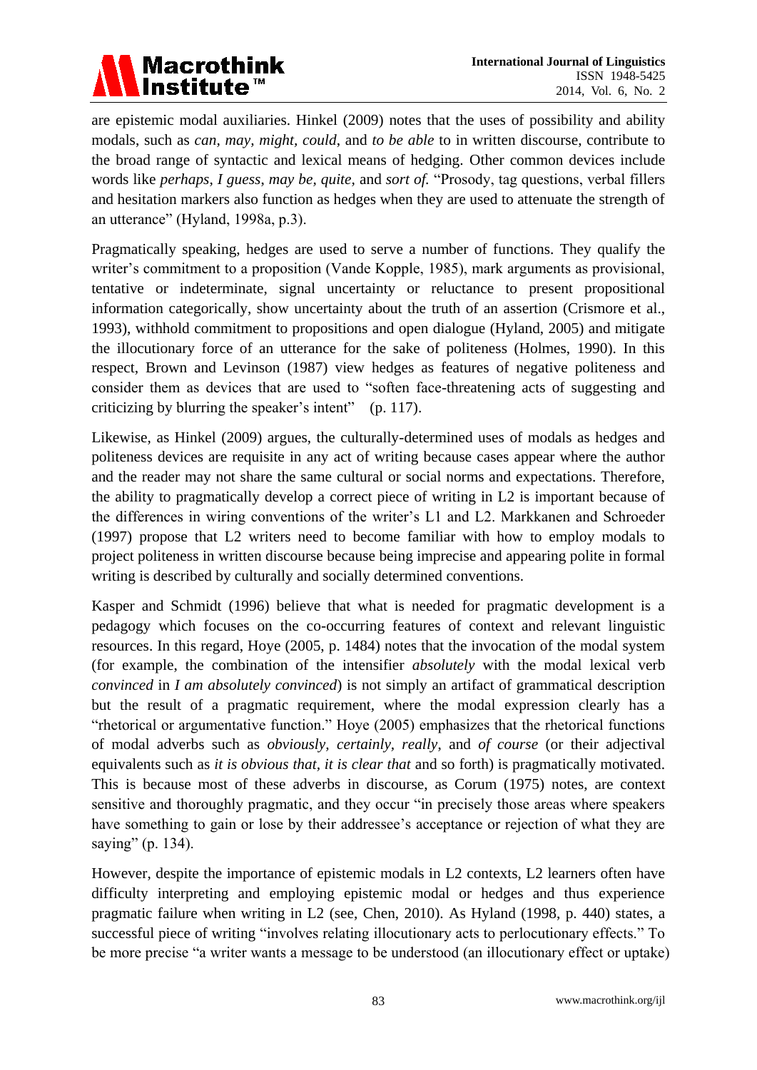are epistemic modal auxiliaries. Hinkel (2009) notes that the uses of possibility and ability modals, such as *can, may, might, could,* and *to be able* to in written discourse, contribute to the broad range of syntactic and lexical means of hedging. Other common devices include words like *perhaps*, *I guess*, *may be, quite,* and *sort of.* "Prosody, tag questions, verbal fillers and hesitation markers also function as hedges when they are used to attenuate the strength of an utterance" (Hyland, 1998a, p.3).

Pragmatically speaking, hedges are used to serve a number of functions. They qualify the writer's commitment to a proposition (Vande Kopple, 1985), mark arguments as provisional, tentative or indeterminate, signal uncertainty or reluctance to present propositional information categorically, show uncertainty about the truth of an assertion (Crismore et al., 1993), withhold commitment to propositions and open dialogue (Hyland, 2005) and mitigate the illocutionary force of an utterance for the sake of politeness (Holmes, 1990). In this respect, Brown and Levinson (1987) view hedges as features of negative politeness and consider them as devices that are used to "soften face-threatening acts of suggesting and criticizing by blurring the speaker's intent" (p. 117).

Likewise, as Hinkel (2009) argues, the culturally-determined uses of modals as hedges and politeness devices are requisite in any act of writing because cases appear where the author and the reader may not share the same cultural or social norms and expectations. Therefore, the ability to pragmatically develop a correct piece of writing in L2 is important because of the differences in wiring conventions of the writer's L1 and L2. Markkanen and Schroeder (1997) propose that L2 writers need to become familiar with how to employ modals to project politeness in written discourse because being imprecise and appearing polite in formal writing is described by culturally and socially determined conventions.

Kasper and Schmidt (1996) believe that what is needed for pragmatic development is a pedagogy which focuses on the co-occurring features of context and relevant linguistic resources. In this regard, Hoye (2005, p. 1484) notes that the invocation of the modal system (for example, the combination of the intensifier *absolutely* with the modal lexical verb *convinced* in *I am absolutely convinced*) is not simply an artifact of grammatical description but the result of a pragmatic requirement, where the modal expression clearly has a "rhetorical or argumentative function." Hoye (2005) emphasizes that the rhetorical functions of modal adverbs such as *obviously*, *certainly*, *really*, and *of course* (or their adjectival equivalents such as *it is obvious that*, *it is clear that* and so forth) is pragmatically motivated. This is because most of these adverbs in discourse, as Corum (1975) notes, are context sensitive and thoroughly pragmatic, and they occur "in precisely those areas where speakers have something to gain or lose by their addressee's acceptance or rejection of what they are saying" (p. 134).

However, despite the importance of epistemic modals in L2 contexts, L2 learners often have difficulty interpreting and employing epistemic modal or hedges and thus experience pragmatic failure when writing in L2 (see, Chen, 2010). As Hyland (1998, p. 440) states, a successful piece of writing "involves relating illocutionary acts to perlocutionary effects." To be more precise "a writer wants a message to be understood (an illocutionary effect or uptake)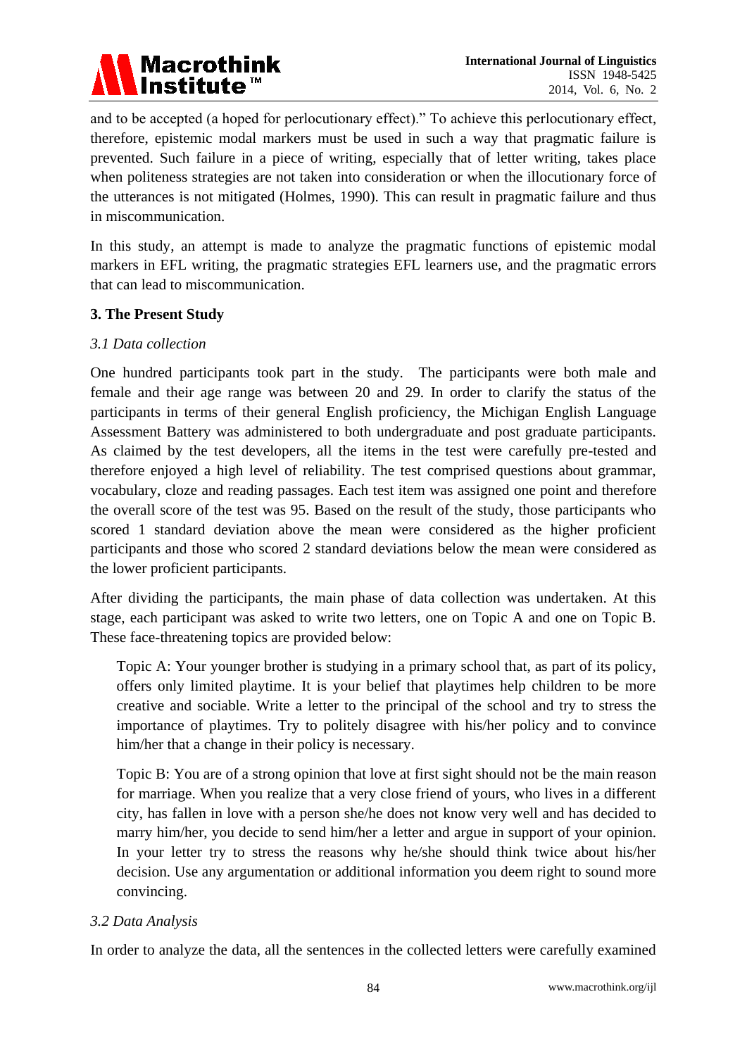and to be accepted (a hoped for perlocutionary effect)." To achieve this perlocutionary effect, therefore, epistemic modal markers must be used in such a way that pragmatic failure is prevented. Such failure in a piece of writing, especially that of letter writing, takes place when politeness strategies are not taken into consideration or when the illocutionary force of the utterances is not mitigated (Holmes, 1990). This can result in pragmatic failure and thus in miscommunication.

In this study, an attempt is made to analyze the pragmatic functions of epistemic modal markers in EFL writing, the pragmatic strategies EFL learners use, and the pragmatic errors that can lead to miscommunication.

## 3. The Present Study

### *3.1 Data collection*

One hundred participants took part in the study. The participants were both male and female and their age range was between 20 and 29. In order to clarify the status of the participants in terms of their general English proficiency, the Michigan English Language Assessment Battery was administered to both undergraduate and post graduate participants. As claimed by the test developers, all the items in the test were carefully pre-tested and therefore enjoyed a high level of reliability. The test comprised questions about grammar, vocabulary, cloze and reading passages. Each test item was assigned one point and therefore the overall score of the test was 95. Based on the result of the study, those participants who scored 1 standard deviation above the mean were considered as the higher proficient participants and those who scored 2 standard deviations below the mean were considered as the lower proficient participants.

After dividing the participants, the main phase of data collection was undertaken. At this stage, each participant was asked to write two letters, one on Topic A and one on Topic B. These face-threatening topics are provided below:

> Topic A: Your younger brother is studying in a primary school that, as part of its policy, offers only limited playtime. It is your belief that playtimes help children to be more creative and sociable. Write a letter to the principal of the school and try to stress the importance of playtimes. Try to politely disagree with his/her policy and to convince him/her that a change in their policy is necessary.

> Topic B: You are of a strong opinion that love at first sight should not be the main reason for marriage. When you realize that a very close friend of yours, who lives in a different city, has fallen in love with a person she/he does not know very well and has decided to marry him/her, you decide to send him/her a letter and argue in support of your opinion. In your letter try to stress the reasons why he/she should think twice about his/her decision. Use any argumentation or additional information you deem right to sound more convincing.

### *3.2 Data Analysis*

In order to analyze the data, all the sentences in the collected letters were carefully examined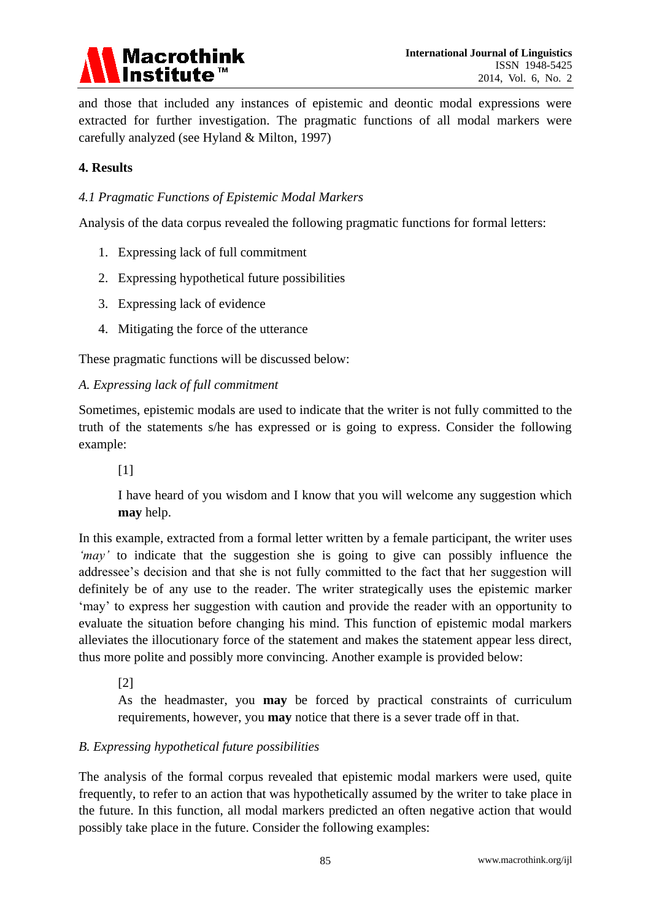and those that included any instances of epistemic and deontic modal expressions were extracted for further investigation. The pragmatic functions of all modal markers were carefully analyzed (see Hyland & Milton, 1997)

## 4. Results

### *4.1 Pragmatic Functions of Epistemic Modal Markers*

Analysis of the data corpus revealed the following pragmatic functions for formal letters:

1. Expressing lack of full commitment
2. Expressing hypothetical future possibilities
3. Expressing lack of evidence
4. Mitigating the force of the utterance

These pragmatic functions will be discussed below:

*A. Expressing lack of full commitment*

Sometimes, epistemic modals are used to indicate that the writer is not fully committed to the truth of the statements s/he has expressed or is going to express. Consider the following example:

> [1]
>
> I have heard of you wisdom and I know that you will welcome any suggestion which **may** help.

In this example, extracted from a formal letter written by a female participant, the writer uses *'may'* to indicate that the suggestion she is going to give can possibly influence the addressee's decision and that she is not fully committed to the fact that her suggestion will definitely be of any use to the reader. The writer strategically uses the epistemic marker 'may' to express her suggestion with caution and provide the reader with an opportunity to evaluate the situation before changing his mind. This function of epistemic modal markers alleviates the illocutionary force of the statement and makes the statement appear less direct, thus more polite and possibly more convincing. Another example is provided below:

> [2]
>
> As the headmaster, you **may** be forced by practical constraints of curriculum requirements, however, you **may** notice that there is a sever trade off in that.

*B. Expressing hypothetical future possibilities*

The analysis of the formal corpus revealed that epistemic modal markers were used, quite frequently, to refer to an action that was hypothetically assumed by the writer to take place in the future. In this function, all modal markers predicted an often negative action that would possibly take place in the future. Consider the following examples: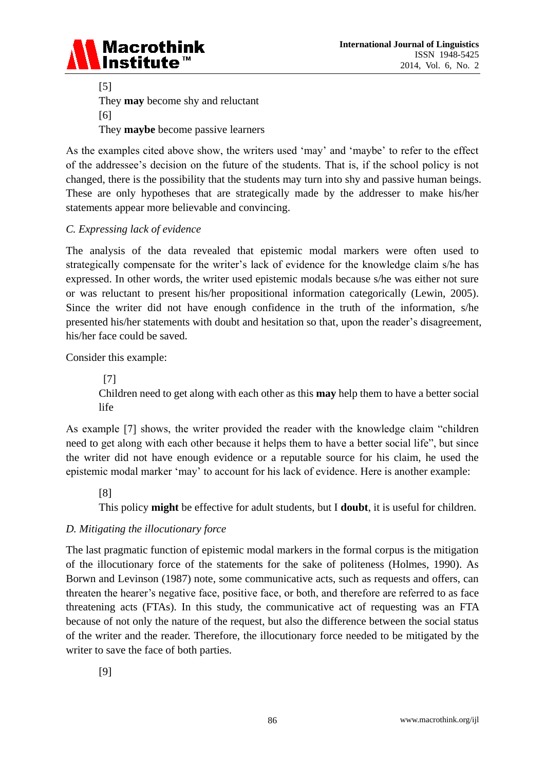[5]
They **may** become shy and reluctant
[6]
They **maybe** become passive learners

As the examples cited above show, the writers used 'may' and 'maybe' to refer to the effect of the addressee's decision on the future of the students. That is, if the school policy is not changed, there is the possibility that the students may turn into shy and passive human beings. These are only hypotheses that are strategically made by the addresser to make his/her statements appear more believable and convincing.

*C. Expressing lack of evidence*

The analysis of the data revealed that epistemic modal markers were often used to strategically compensate for the writer's lack of evidence for the knowledge claim s/he has expressed. In other words, the writer used epistemic modals because s/he was either not sure or was reluctant to present his/her propositional information categorically (Lewin, 2005). Since the writer did not have enough confidence in the truth of the information, s/he presented his/her statements with doubt and hesitation so that, upon the reader's disagreement, his/her face could be saved.

Consider this example:

[7]
Children need to get along with each other as this **may** help them to have a better social life

As example [7] shows, the writer provided the reader with the knowledge claim "children need to get along with each other because it helps them to have a better social life", but since the writer did not have enough evidence or a reputable source for his claim, he used the epistemic modal marker 'may' to account for his lack of evidence. Here is another example:

[8]
This policy **might** be effective for adult students, but I **doubt**, it is useful for children.

*D. Mitigating the illocutionary force*

The last pragmatic function of epistemic modal markers in the formal corpus is the mitigation of the illocutionary force of the statements for the sake of politeness (Holmes, 1990). As Borwn and Levinson (1987) note, some communicative acts, such as requests and offers, can threaten the hearer's negative face, positive face, or both, and therefore are referred to as face threatening acts (FTAs). In this study, the communicative act of requesting was an FTA because of not only the nature of the request, but also the difference between the social status of the writer and the reader. Therefore, the illocutionary force needed to be mitigated by the writer to save the face of both parties.

[9]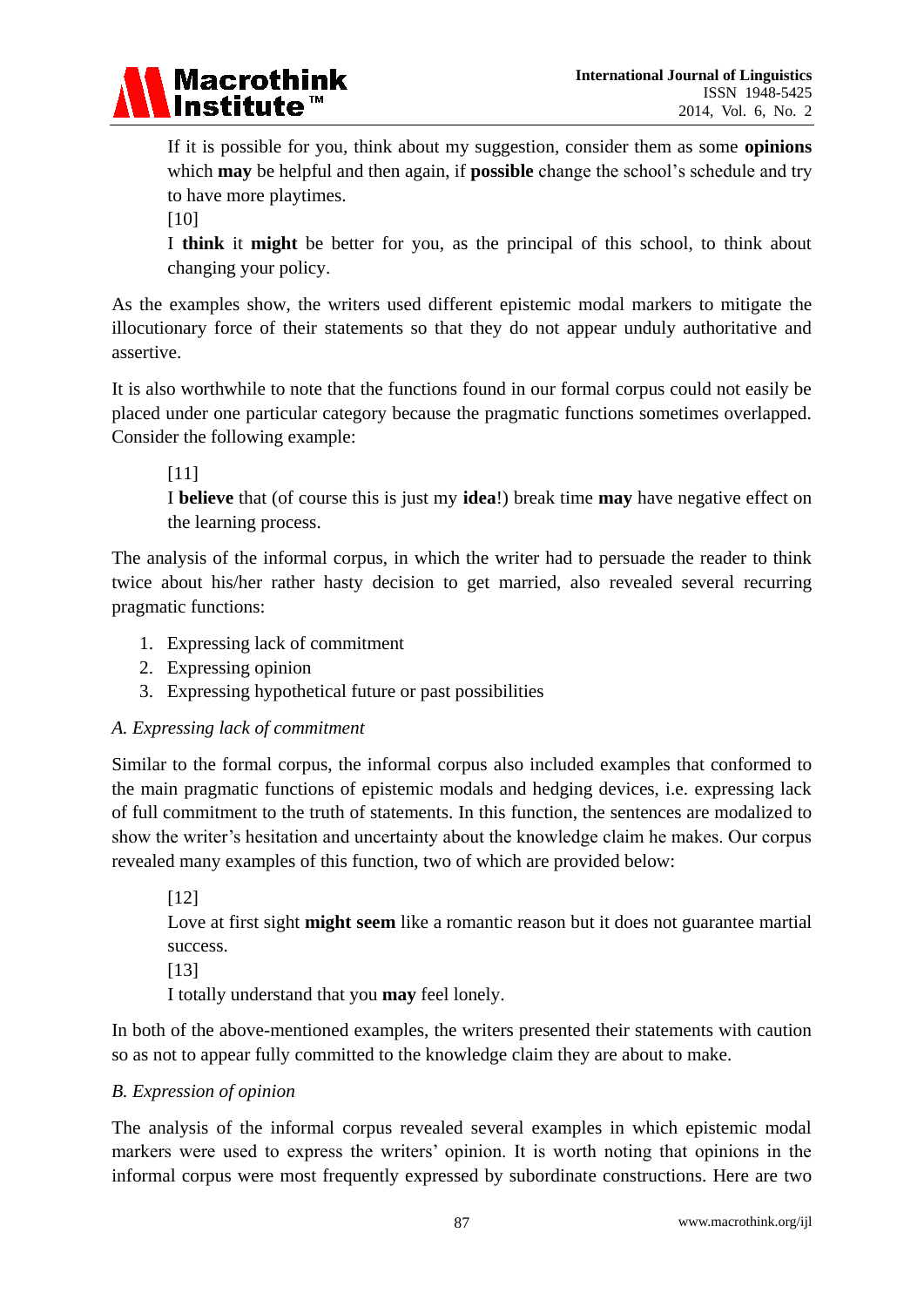If it is possible for you, think about my suggestion, consider them as some **opinions** which **may** be helpful and then again, if **possible** change the school's schedule and try to have more playtimes.

[10]

I **think** it **might** be better for you, as the principal of this school, to think about changing your policy.

As the examples show, the writers used different epistemic modal markers to mitigate the illocutionary force of their statements so that they do not appear unduly authoritative and assertive.

It is also worthwhile to note that the functions found in our formal corpus could not easily be placed under one particular category because the pragmatic functions sometimes overlapped. Consider the following example:

[11]

I **believe** that (of course this is just my **idea**!) break time **may** have negative effect on the learning process.

The analysis of the informal corpus, in which the writer had to persuade the reader to think twice about his/her rather hasty decision to get married, also revealed several recurring pragmatic functions:

1. Expressing lack of commitment
2. Expressing opinion
3. Expressing hypothetical future or past possibilities

*A. Expressing lack of commitment*

Similar to the formal corpus, the informal corpus also included examples that conformed to the main pragmatic functions of epistemic modals and hedging devices, i.e. expressing lack of full commitment to the truth of statements. In this function, the sentences are modalized to show the writer's hesitation and uncertainty about the knowledge claim he makes. Our corpus revealed many examples of this function, two of which are provided below:

[12]

Love at first sight **might seem** like a romantic reason but it does not guarantee martial success.

[13]

I totally understand that you **may** feel lonely.

In both of the above-mentioned examples, the writers presented their statements with caution so as not to appear fully committed to the knowledge claim they are about to make.

*B. Expression of opinion*

The analysis of the informal corpus revealed several examples in which epistemic modal markers were used to express the writers' opinion. It is worth noting that opinions in the informal corpus were most frequently expressed by subordinate constructions. Here are two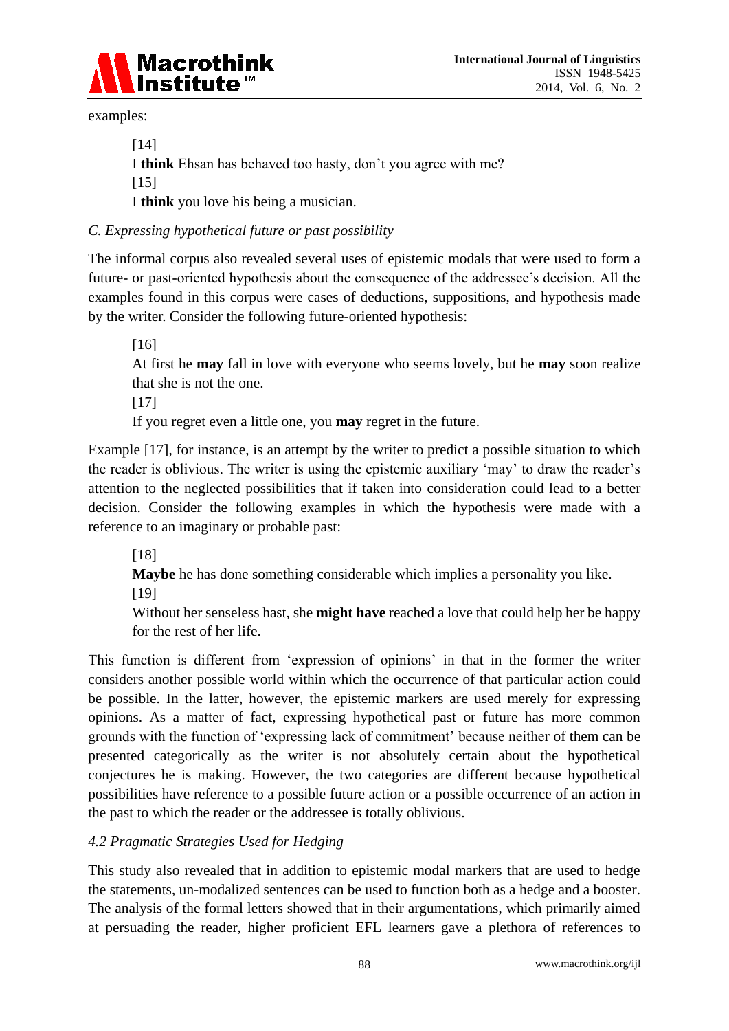examples:

> [14]
> I **think** Ehsan has behaved too hasty, don't you agree with me?
> [15]
> I **think** you love his being a musician.

*C. Expressing hypothetical future or past possibility*

The informal corpus also revealed several uses of epistemic modals that were used to form a future- or past-oriented hypothesis about the consequence of the addressee's decision. All the examples found in this corpus were cases of deductions, suppositions, and hypothesis made by the writer. Consider the following future-oriented hypothesis:

> [16]
> At first he **may** fall in love with everyone who seems lovely, but he **may** soon realize that she is not the one.
> [17]
> If you regret even a little one, you **may** regret in the future.

Example [17], for instance, is an attempt by the writer to predict a possible situation to which the reader is oblivious. The writer is using the epistemic auxiliary 'may' to draw the reader's attention to the neglected possibilities that if taken into consideration could lead to a better decision. Consider the following examples in which the hypothesis were made with a reference to an imaginary or probable past:

> [18]
> **Maybe** he has done something considerable which implies a personality you like.
> [19]
> Without her senseless hast, she **might have** reached a love that could help her be happy for the rest of her life.

This function is different from 'expression of opinions' in that in the former the writer considers another possible world within which the occurrence of that particular action could be possible. In the latter, however, the epistemic markers are used merely for expressing opinions. As a matter of fact, expressing hypothetical past or future has more common grounds with the function of 'expressing lack of commitment' because neither of them can be presented categorically as the writer is not absolutely certain about the hypothetical conjectures he is making. However, the two categories are different because hypothetical possibilities have reference to a possible future action or a possible occurrence of an action in the past to which the reader or the addressee is totally oblivious.

### *4.2 Pragmatic Strategies Used for Hedging*

This study also revealed that in addition to epistemic modal markers that are used to hedge the statements, un-modalized sentences can be used to function both as a hedge and a booster. The analysis of the formal letters showed that in their argumentations, which primarily aimed at persuading the reader, higher proficient EFL learners gave a plethora of references to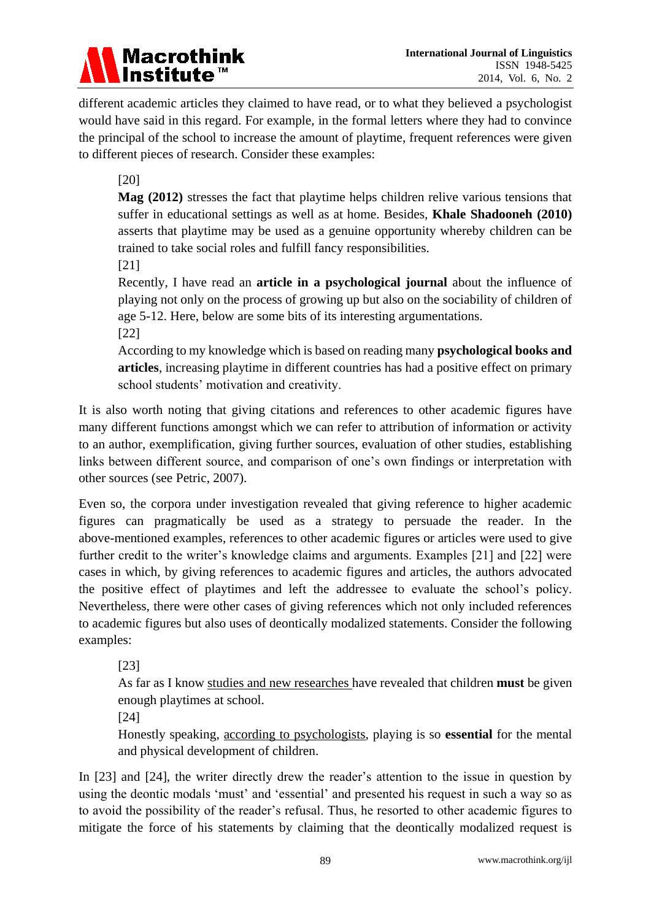different academic articles they claimed to have read, or to what they believed a psychologist would have said in this regard. For example, in the formal letters where they had to convince the principal of the school to increase the amount of playtime, frequent references were given to different pieces of research. Consider these examples:

> [20]
>
> **Mag (2012)** stresses the fact that playtime helps children relive various tensions that suffer in educational settings as well as at home. Besides, **Khale Shadooneh (2010)** asserts that playtime may be used as a genuine opportunity whereby children can be trained to take social roles and fulfill fancy responsibilities.
>
> [21]
>
> Recently, I have read an **article in a psychological journal** about the influence of playing not only on the process of growing up but also on the sociability of children of age 5-12. Here, below are some bits of its interesting argumentations.
>
> [22]
>
> According to my knowledge which is based on reading many **psychological books and articles**, increasing playtime in different countries has had a positive effect on primary school students' motivation and creativity.

It is also worth noting that giving citations and references to other academic figures have many different functions amongst which we can refer to attribution of information or activity to an author, exemplification, giving further sources, evaluation of other studies, establishing links between different source, and comparison of one's own findings or interpretation with other sources (see Petric, 2007).

Even so, the corpora under investigation revealed that giving reference to higher academic figures can pragmatically be used as a strategy to persuade the reader. In the above-mentioned examples, references to other academic figures or articles were used to give further credit to the writer's knowledge claims and arguments. Examples [21] and [22] were cases in which, by giving references to academic figures and articles, the authors advocated the positive effect of playtimes and left the addressee to evaluate the school's policy. Nevertheless, there were other cases of giving references which not only included references to academic figures but also uses of deontically modalized statements. Consider the following examples:

> [23]
>
> As far as I know studies and new researches have revealed that children **must** be given enough playtimes at school.
>
> [24]
>
> Honestly speaking, according to psychologists, playing is so **essential** for the mental and physical development of children.

In [23] and [24], the writer directly drew the reader's attention to the issue in question by using the deontic modals 'must' and 'essential' and presented his request in such a way so as to avoid the possibility of the reader's refusal. Thus, he resorted to other academic figures to mitigate the force of his statements by claiming that the deontically modalized request is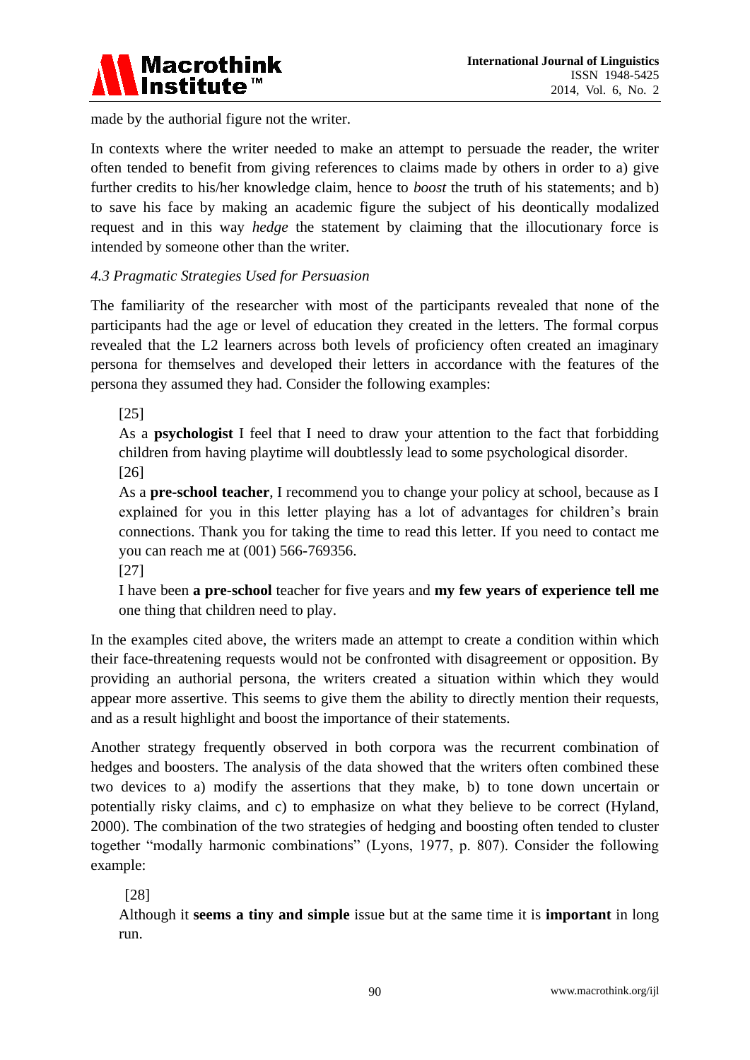made by the authorial figure not the writer.

In contexts where the writer needed to make an attempt to persuade the reader, the writer often tended to benefit from giving references to claims made by others in order to a) give further credits to his/her knowledge claim, hence to *boost* the truth of his statements; and b) to save his face by making an academic figure the subject of his deontically modalized request and in this way *hedge* the statement by claiming that the illocutionary force is intended by someone other than the writer.

*4.3 Pragmatic Strategies Used for Persuasion*

The familiarity of the researcher with most of the participants revealed that none of the participants had the age or level of education they created in the letters. The formal corpus revealed that the L2 learners across both levels of proficiency often created an imaginary persona for themselves and developed their letters in accordance with the features of the persona they assumed they had. Consider the following examples:

> [25]
> As a **psychologist** I feel that I need to draw your attention to the fact that forbidding children from having playtime will doubtlessly lead to some psychological disorder.
> [26]
> As a **pre-school teacher**, I recommend you to change your policy at school, because as I explained for you in this letter playing has a lot of advantages for children's brain connections. Thank you for taking the time to read this letter. If you need to contact me you can reach me at (001) 566-769356.
> [27]
> I have been **a pre-school** teacher for five years and **my few years of experience tell me** one thing that children need to play.

In the examples cited above, the writers made an attempt to create a condition within which their face-threatening requests would not be confronted with disagreement or opposition. By providing an authorial persona, the writers created a situation within which they would appear more assertive. This seems to give them the ability to directly mention their requests, and as a result highlight and boost the importance of their statements.

Another strategy frequently observed in both corpora was the recurrent combination of hedges and boosters. The analysis of the data showed that the writers often combined these two devices to a) modify the assertions that they make, b) to tone down uncertain or potentially risky claims, and c) to emphasize on what they believe to be correct (Hyland, 2000). The combination of the two strategies of hedging and boosting often tended to cluster together "modally harmonic combinations" (Lyons, 1977, p. 807). Consider the following example:

> [28]
> Although it **seems a tiny and simple** issue but at the same time it is **important** in long run.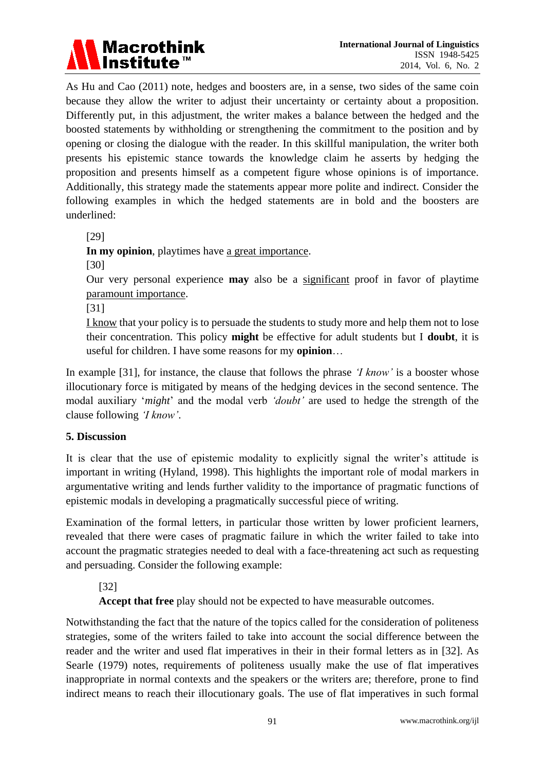As Hu and Cao (2011) note, hedges and boosters are, in a sense, two sides of the same coin because they allow the writer to adjust their uncertainty or certainty about a proposition. Differently put, in this adjustment, the writer makes a balance between the hedged and the boosted statements by withholding or strengthening the commitment to the position and by opening or closing the dialogue with the reader. In this skillful manipulation, the writer both presents his epistemic stance towards the knowledge claim he asserts by hedging the proposition and presents himself as a competent figure whose opinions is of importance. Additionally, this strategy made the statements appear more polite and indirect. Consider the following examples in which the hedged statements are in bold and the boosters are underlined:

[29]

**In my opinion**, playtimes have <u>a great importance</u>.

[30]

Our very personal experience **may** also be a <u>significant</u> proof in favor of playtime <u>paramount importance</u>.

[31]

<u>I know</u> that your policy is to persuade the students to study more and help them not to lose their concentration. This policy **might** be effective for adult students but I **doubt**, it is useful for children. I have some reasons for my **opinion**…

In example [31], for instance, the clause that follows the phrase *'I know'* is a booster whose illocutionary force is mitigated by means of the hedging devices in the second sentence. The modal auxiliary '*might*' and the modal verb *'doubt'* are used to hedge the strength of the clause following *'I know'*.

## 5. Discussion

It is clear that the use of epistemic modality to explicitly signal the writer's attitude is important in writing (Hyland, 1998). This highlights the important role of modal markers in argumentative writing and lends further validity to the importance of pragmatic functions of epistemic modals in developing a pragmatically successful piece of writing.

Examination of the formal letters, in particular those written by lower proficient learners, revealed that there were cases of pragmatic failure in which the writer failed to take into account the pragmatic strategies needed to deal with a face-threatening act such as requesting and persuading. Consider the following example:

[32]

**Accept that free** play should not be expected to have measurable outcomes.

Notwithstanding the fact that the nature of the topics called for the consideration of politeness strategies, some of the writers failed to take into account the social difference between the reader and the writer and used flat imperatives in their in their formal letters as in [32]. As Searle (1979) notes, requirements of politeness usually make the use of flat imperatives inappropriate in normal contexts and the speakers or the writers are; therefore, prone to find indirect means to reach their illocutionary goals. The use of flat imperatives in such formal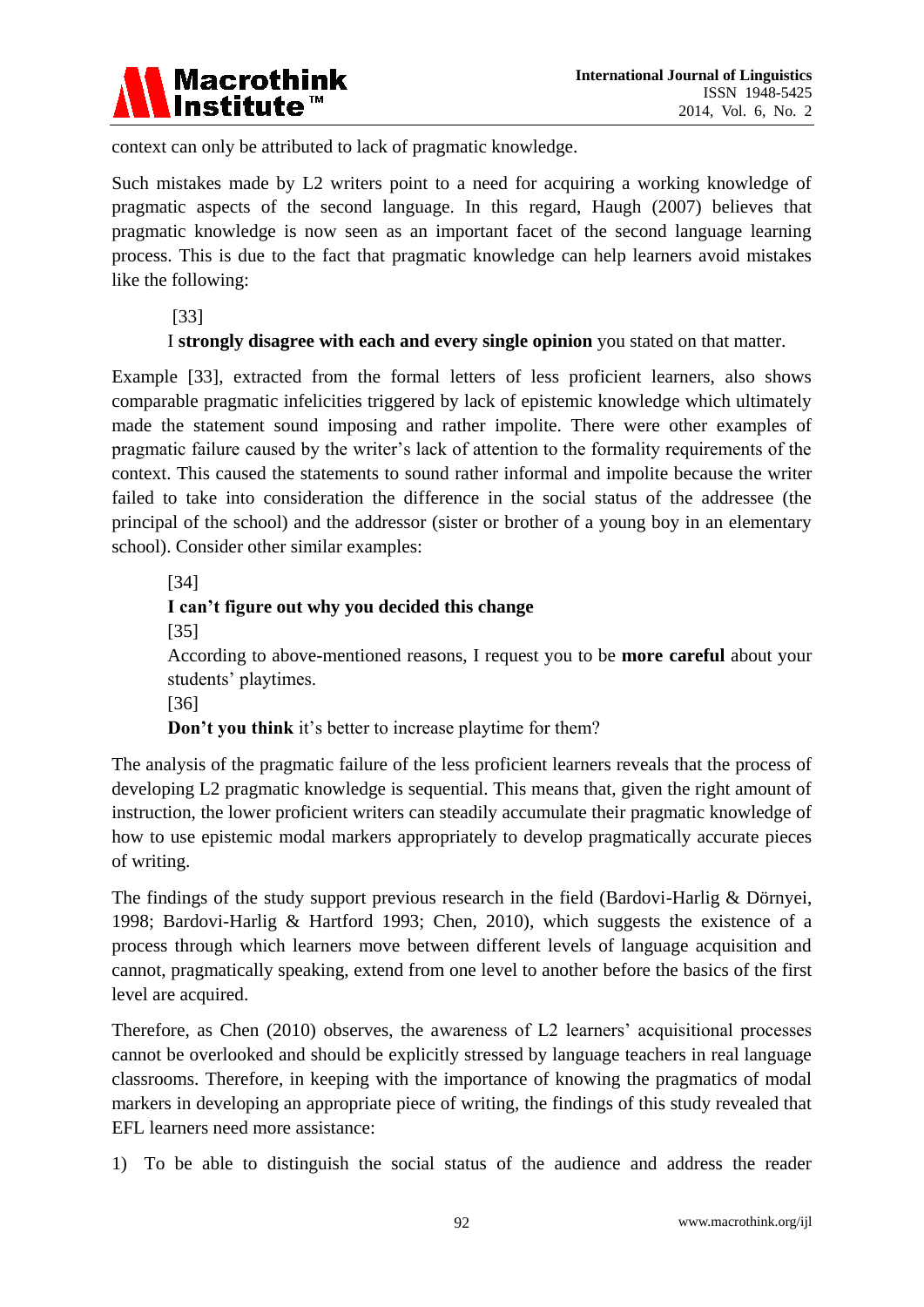context can only be attributed to lack of pragmatic knowledge.

Such mistakes made by L2 writers point to a need for acquiring a working knowledge of pragmatic aspects of the second language. In this regard, Haugh (2007) believes that pragmatic knowledge is now seen as an important facet of the second language learning process. This is due to the fact that pragmatic knowledge can help learners avoid mistakes like the following:

> [33]
> I **strongly disagree with each and every single opinion** you stated on that matter.

Example [33], extracted from the formal letters of less proficient learners, also shows comparable pragmatic infelicities triggered by lack of epistemic knowledge which ultimately made the statement sound imposing and rather impolite. There were other examples of pragmatic failure caused by the writer's lack of attention to the formality requirements of the context. This caused the statements to sound rather informal and impolite because the writer failed to take into consideration the difference in the social status of the addressee (the principal of the school) and the addressor (sister or brother of a young boy in an elementary school). Consider other similar examples:

> [34]
> **I can't figure out why you decided this change**
> [35]
> According to above-mentioned reasons, I request you to be **more careful** about your students' playtimes.
> [36]
> **Don't you think** it's better to increase playtime for them?

The analysis of the pragmatic failure of the less proficient learners reveals that the process of developing L2 pragmatic knowledge is sequential. This means that, given the right amount of instruction, the lower proficient writers can steadily accumulate their pragmatic knowledge of how to use epistemic modal markers appropriately to develop pragmatically accurate pieces of writing.

The findings of the study support previous research in the field (Bardovi-Harlig & Dörnyei, 1998; Bardovi-Harlig & Hartford 1993; Chen, 2010), which suggests the existence of a process through which learners move between different levels of language acquisition and cannot, pragmatically speaking, extend from one level to another before the basics of the first level are acquired.

Therefore, as Chen (2010) observes, the awareness of L2 learners' acquisitional processes cannot be overlooked and should be explicitly stressed by language teachers in real language classrooms. Therefore, in keeping with the importance of knowing the pragmatics of modal markers in developing an appropriate piece of writing, the findings of this study revealed that EFL learners need more assistance:

1) To be able to distinguish the social status of the audience and address the reader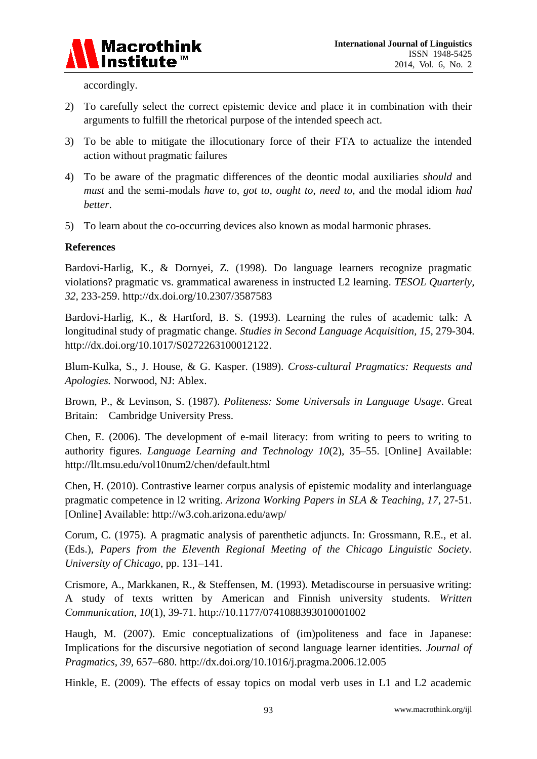accordingly.

2) To carefully select the correct epistemic device and place it in combination with their arguments to fulfill the rhetorical purpose of the intended speech act.

3) To be able to mitigate the illocutionary force of their FTA to actualize the intended action without pragmatic failures

4) To be aware of the pragmatic differences of the deontic modal auxiliaries *should* and *must* and the semi-modals *have to*, *got to*, *ought to*, *need to*, and the modal idiom *had better*.

5) To learn about the co-occurring devices also known as modal harmonic phrases.

**References**

Bardovi-Harlig, K., & Dornyei, Z. (1998). Do language learners recognize pragmatic violations? pragmatic vs. grammatical awareness in instructed L2 learning. *TESOL Quarterly, 32*, 233-259. http://dx.doi.org/10.2307/3587583

Bardovi-Harlig, K., & Hartford, B. S. (1993). Learning the rules of academic talk: A longitudinal study of pragmatic change. *Studies in Second Language Acquisition, 15*, 279-304. http://dx.doi.org/10.1017/S0272263100012122.

Blum-Kulka, S., J. House, & G. Kasper. (1989). *Cross-cultural Pragmatics: Requests and Apologies.* Norwood, NJ: Ablex.

Brown, P., & Levinson, S. (1987). *Politeness: Some Universals in Language Usage*. Great Britain: Cambridge University Press.

Chen, E. (2006). The development of e-mail literacy: from writing to peers to writing to authority figures. *Language Learning and Technology 10*(2), 35–55. [Online] Available: http://llt.msu.edu/vol10num2/chen/default.html

Chen, H. (2010). Contrastive learner corpus analysis of epistemic modality and interlanguage pragmatic competence in l2 writing. *Arizona Working Papers in SLA & Teaching, 17*, 27-51. [Online] Available: http://w3.coh.arizona.edu/awp/

Corum, C. (1975). A pragmatic analysis of parenthetic adjuncts. In: Grossmann, R.E., et al. (Eds.), *Papers from the Eleventh Regional Meeting of the Chicago Linguistic Society. University of Chicago*, pp. 131–141.

Crismore, A., Markkanen, R., & Steffensen, M. (1993). Metadiscourse in persuasive writing: A study of texts written by American and Finnish university students. *Written Communication, 10*(1), 39-71. http://10.1177/0741088393010001002

Haugh, M. (2007). Emic conceptualizations of (im)politeness and face in Japanese: Implications for the discursive negotiation of second language learner identities. *Journal of Pragmatics, 39*, 657–680. http://dx.doi.org/10.1016/j.pragma.2006.12.005

Hinkle, E. (2009). The effects of essay topics on modal verb uses in L1 and L2 academic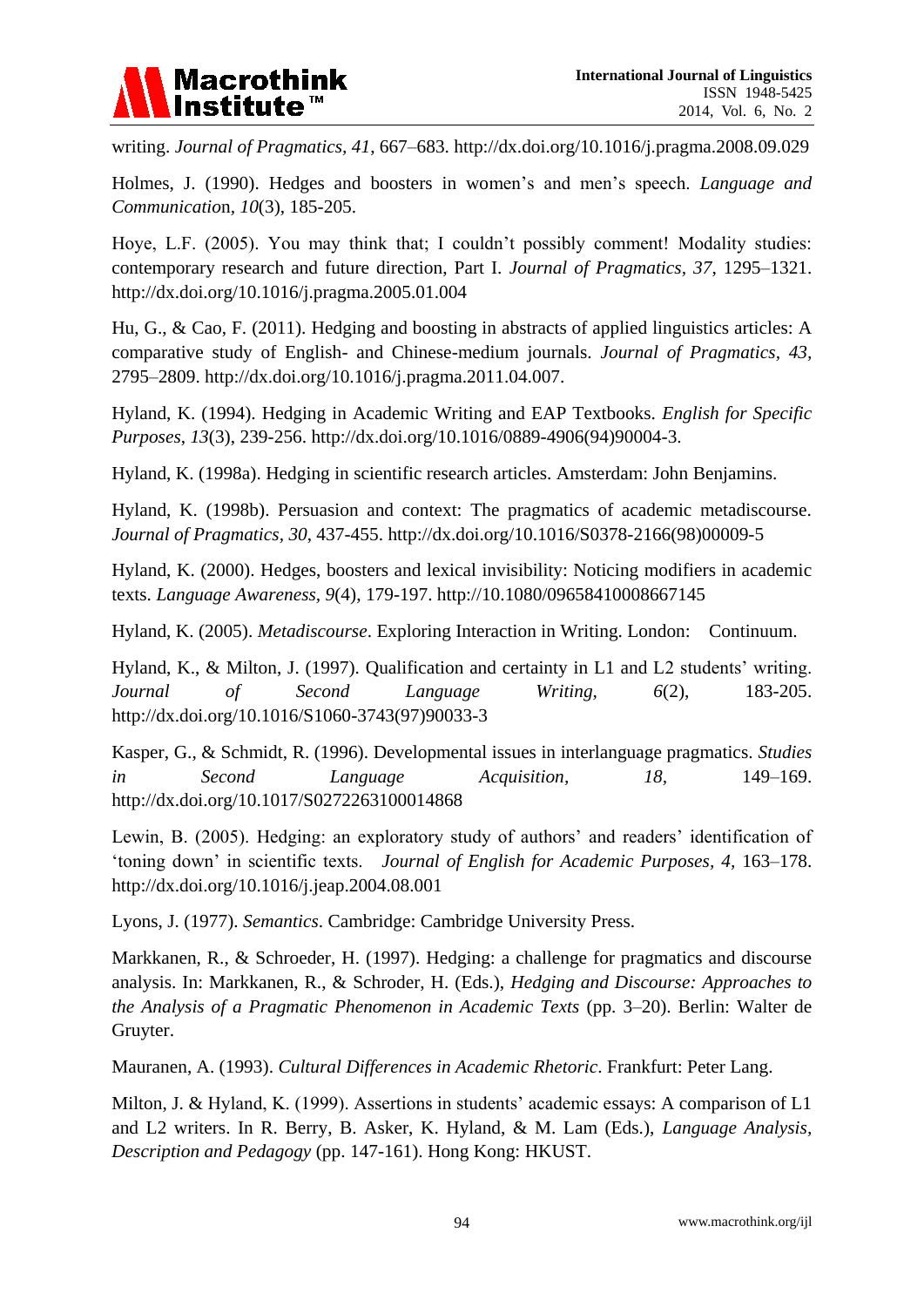writing. *Journal of Pragmatics, 41*, 667–683. http://dx.doi.org/10.1016/j.pragma.2008.09.029

Holmes, J. (1990). Hedges and boosters in women's and men's speech. *Language and Communication*, *10*(3), 185-205.

Hoye, L.F. (2005). You may think that; I couldn't possibly comment! Modality studies: contemporary research and future direction, Part I. *Journal of Pragmatics*, *37*, 1295–1321. http://dx.doi.org/10.1016/j.pragma.2005.01.004

Hu, G., & Cao, F. (2011). Hedging and boosting in abstracts of applied linguistics articles: A comparative study of English- and Chinese-medium journals. *Journal of Pragmatics*, *43*, 2795–2809. http://dx.doi.org/10.1016/j.pragma.2011.04.007.

Hyland, K. (1994). Hedging in Academic Writing and EAP Textbooks. *English for Specific Purposes*, *13*(3), 239-256. http://dx.doi.org/10.1016/0889-4906(94)90004-3.

Hyland, K. (1998a). Hedging in scientific research articles. Amsterdam: John Benjamins.

Hyland, K. (1998b). Persuasion and context: The pragmatics of academic metadiscourse. *Journal of Pragmatics, 30*, 437-455. http://dx.doi.org/10.1016/S0378-2166(98)00009-5

Hyland, K. (2000). Hedges, boosters and lexical invisibility: Noticing modifiers in academic texts. *Language Awareness*, *9*(4), 179-197. http://10.1080/09658410008667145

Hyland, K. (2005). *Metadiscourse*. Exploring Interaction in Writing. London: Continuum.

Hyland, K., & Milton, J. (1997). Qualification and certainty in L1 and L2 students' writing. *Journal of Second Language Writing*, *6*(2), 183-205. http://dx.doi.org/10.1016/S1060-3743(97)90033-3

Kasper, G., & Schmidt, R. (1996). Developmental issues in interlanguage pragmatics. *Studies in Second Language Acquisition*, *18*, 149–169. http://dx.doi.org/10.1017/S0272263100014868

Lewin, B. (2005). Hedging: an exploratory study of authors' and readers' identification of 'toning down' in scientific texts. *Journal of English for Academic Purposes*, *4*, 163–178. http://dx.doi.org/10.1016/j.jeap.2004.08.001

Lyons, J. (1977). *Semantics*. Cambridge: Cambridge University Press.

Markkanen, R., & Schroeder, H. (1997). Hedging: a challenge for pragmatics and discourse analysis. In: Markkanen, R., & Schroder, H. (Eds.), *Hedging and Discourse: Approaches to the Analysis of a Pragmatic Phenomenon in Academic Texts* (pp. 3–20). Berlin: Walter de Gruyter.

Mauranen, A. (1993). *Cultural Differences in Academic Rhetoric*. Frankfurt: Peter Lang.

Milton, J. & Hyland, K. (1999). Assertions in students' academic essays: A comparison of L1 and L2 writers. In R. Berry, B. Asker, K. Hyland, & M. Lam (Eds.), *Language Analysis, Description and Pedagogy* (pp. 147-161). Hong Kong: HKUST.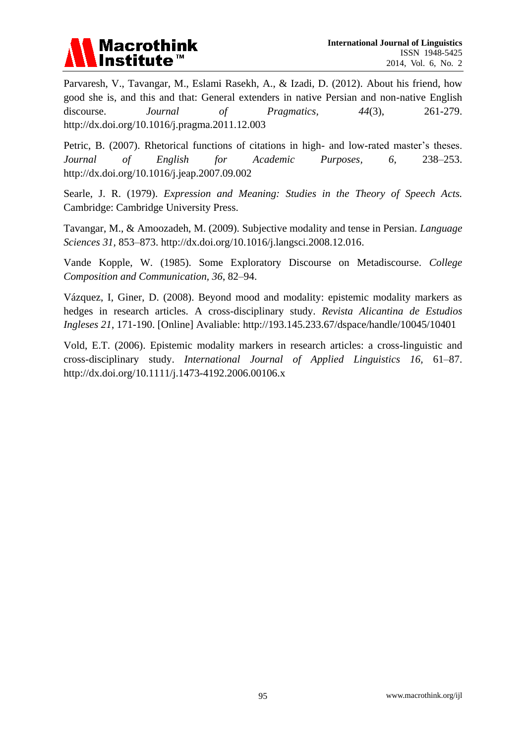Parvaresh, V., Tavangar, M., Eslami Rasekh, A., & Izadi, D. (2012). About his friend, how good she is, and this and that: General extenders in native Persian and non-native English discourse. *Journal of Pragmatics*, *44*(3), 261-279. http://dx.doi.org/10.1016/j.pragma.2011.12.003

Petric, B. (2007). Rhetorical functions of citations in high- and low-rated master's theses. *Journal of English for Academic Purposes*, *6*, 238–253. http://dx.doi.org/10.1016/j.jeap.2007.09.002

Searle, J. R. (1979). *Expression and Meaning: Studies in the Theory of Speech Acts.* Cambridge: Cambridge University Press.

Tavangar, M., & Amoozadeh, M. (2009). Subjective modality and tense in Persian. *Language Sciences 31,* 853–873. http://dx.doi.org/10.1016/j.langsci.2008.12.016.

Vande Kopple, W. (1985). Some Exploratory Discourse on Metadiscourse. *College Composition and Communication, 36*, 82–94.

Vázquez, I, Giner, D. (2008). Beyond mood and modality: epistemic modality markers as hedges in research articles. A cross-disciplinary study. *Revista Alicantina de Estudios Ingleses 21*, 171-190. [Online] Avaliable: http://193.145.233.67/dspace/handle/10045/10401

Vold, E.T. (2006). Epistemic modality markers in research articles: a cross-linguistic and cross-disciplinary study. *International Journal of Applied Linguistics 16*, 61–87. http://dx.doi.org/10.1111/j.1473-4192.2006.00106.x